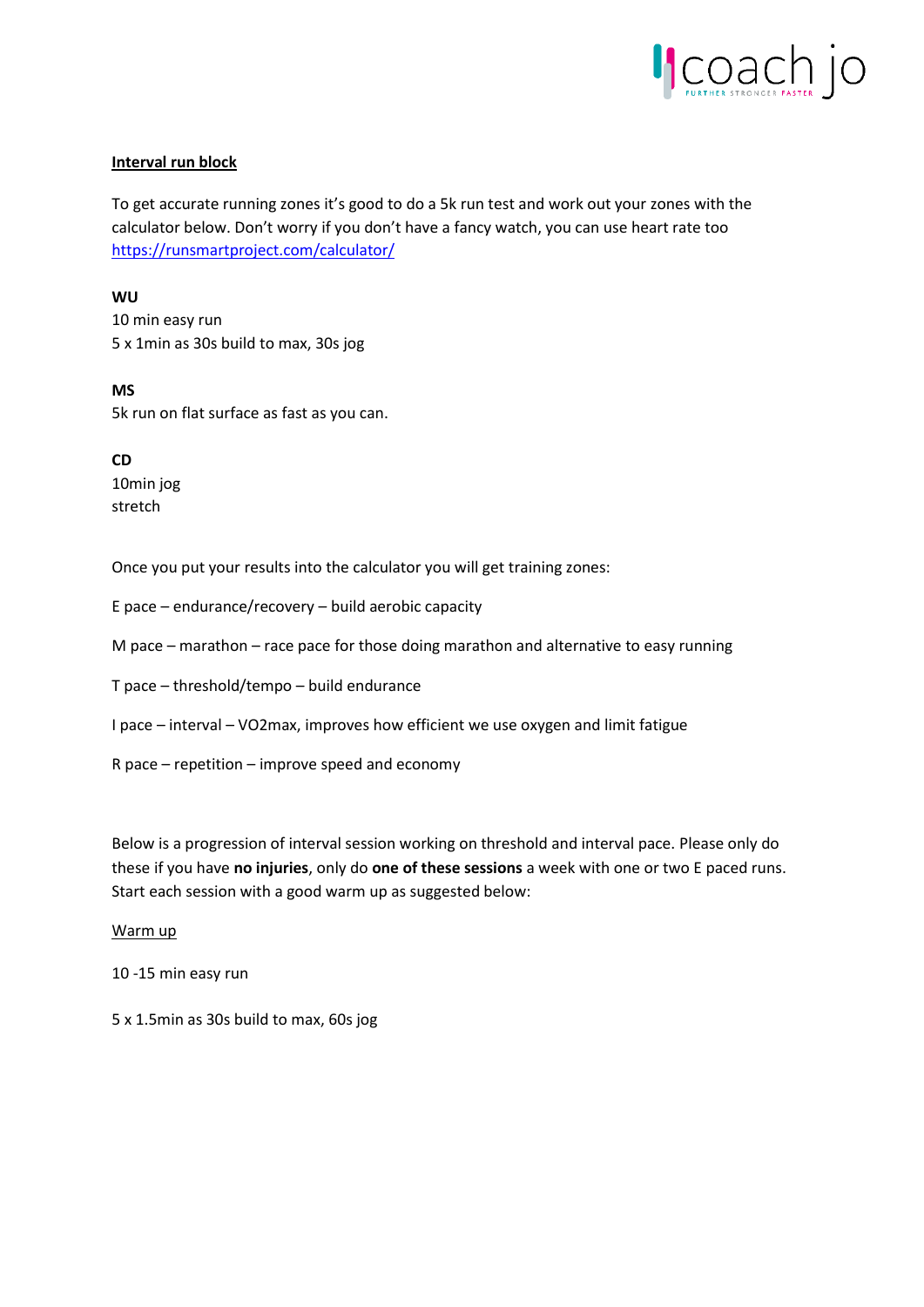**<u>Interval run block</u>**

To get accurate running zones it's good to do a 5k run test and work out your zones with the calculator below. Don't worry if you don't have a fancy watch, you can use heart rate too [https://runsmartproject.com/calculator/](https://runsmartproject.com/calculator/)

**WU**
10 min easy run
5 x 1min as 30s build to max, 30s jog

**MS**
5k run on flat surface as fast as you can.

**CD**
10min jog
stretch

Once you put your results into the calculator you will get training zones:

E pace – endurance/recovery – build aerobic capacity

M pace – marathon – race pace for those doing marathon and alternative to easy running

T pace – threshold/tempo – build endurance

I pace – interval – VO2max, improves how efficient we use oxygen and limit fatigue

R pace – repetition – improve speed and economy

Below is a progression of interval session working on threshold and interval pace. Please only do these if you have **no injuries**, only do **one of these sessions** a week with one or two E paced runs. Start each session with a good warm up as suggested below:

<u>Warm up</u>

10 -15 min easy run

5 x 1.5min as 30s build to max, 60s jog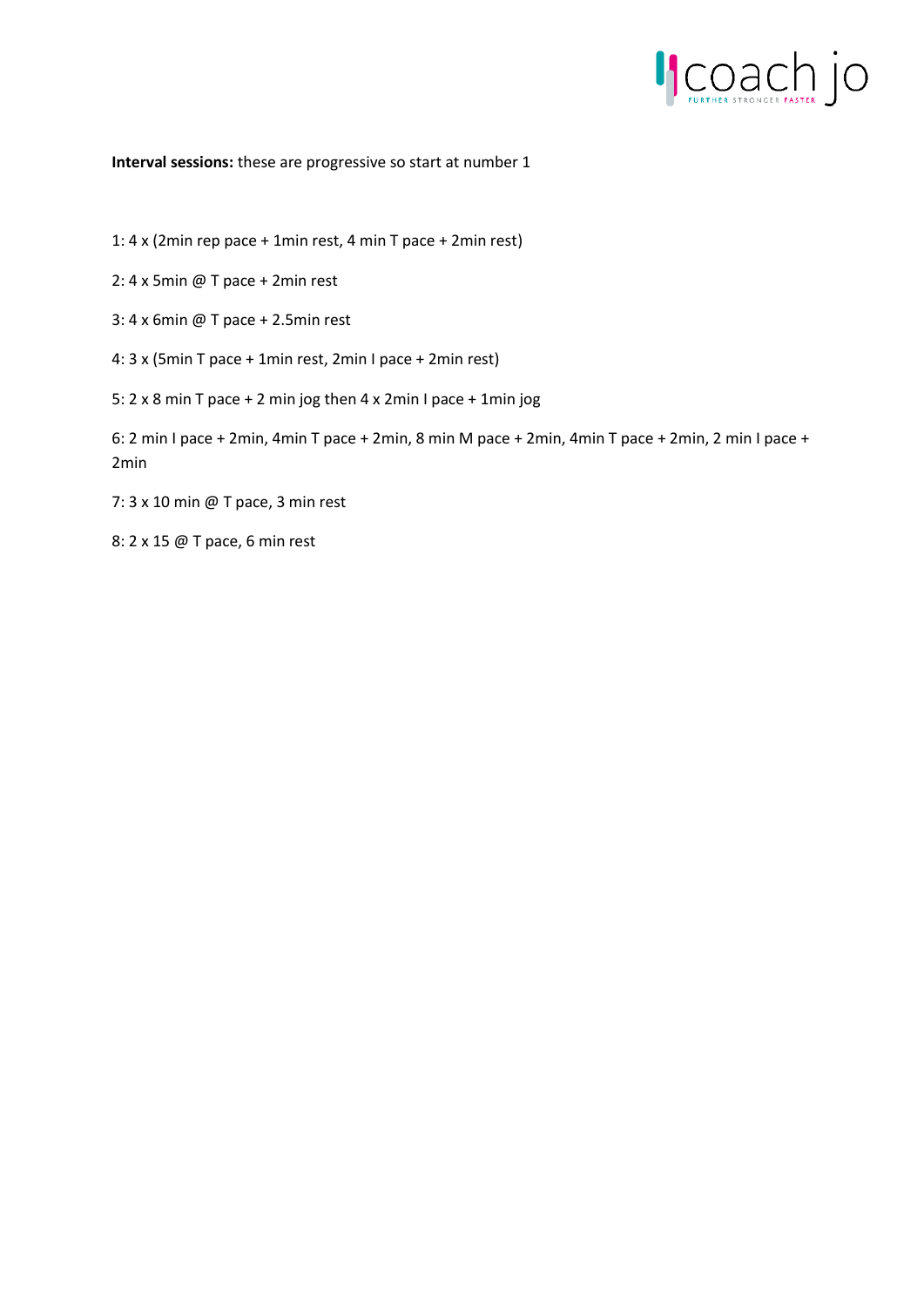**Interval sessions:** these are progressive so start at number 1

1: 4 x (2min rep pace + 1min rest, 4 min T pace + 2min rest)

2: 4 x 5min @ T pace + 2min rest

3: 4 x 6min @ T pace + 2.5min rest

4: 3 x (5min T pace + 1min rest, 2min I pace + 2min rest)

5: 2 x 8 min T pace + 2 min jog then 4 x 2min I pace + 1min jog

6: 2 min I pace + 2min, 4min T pace + 2min, 8 min M pace + 2min, 4min T pace + 2min, 2 min I pace + 2min

7: 3 x 10 min @ T pace, 3 min rest

8: 2 x 15 @ T pace, 6 min rest